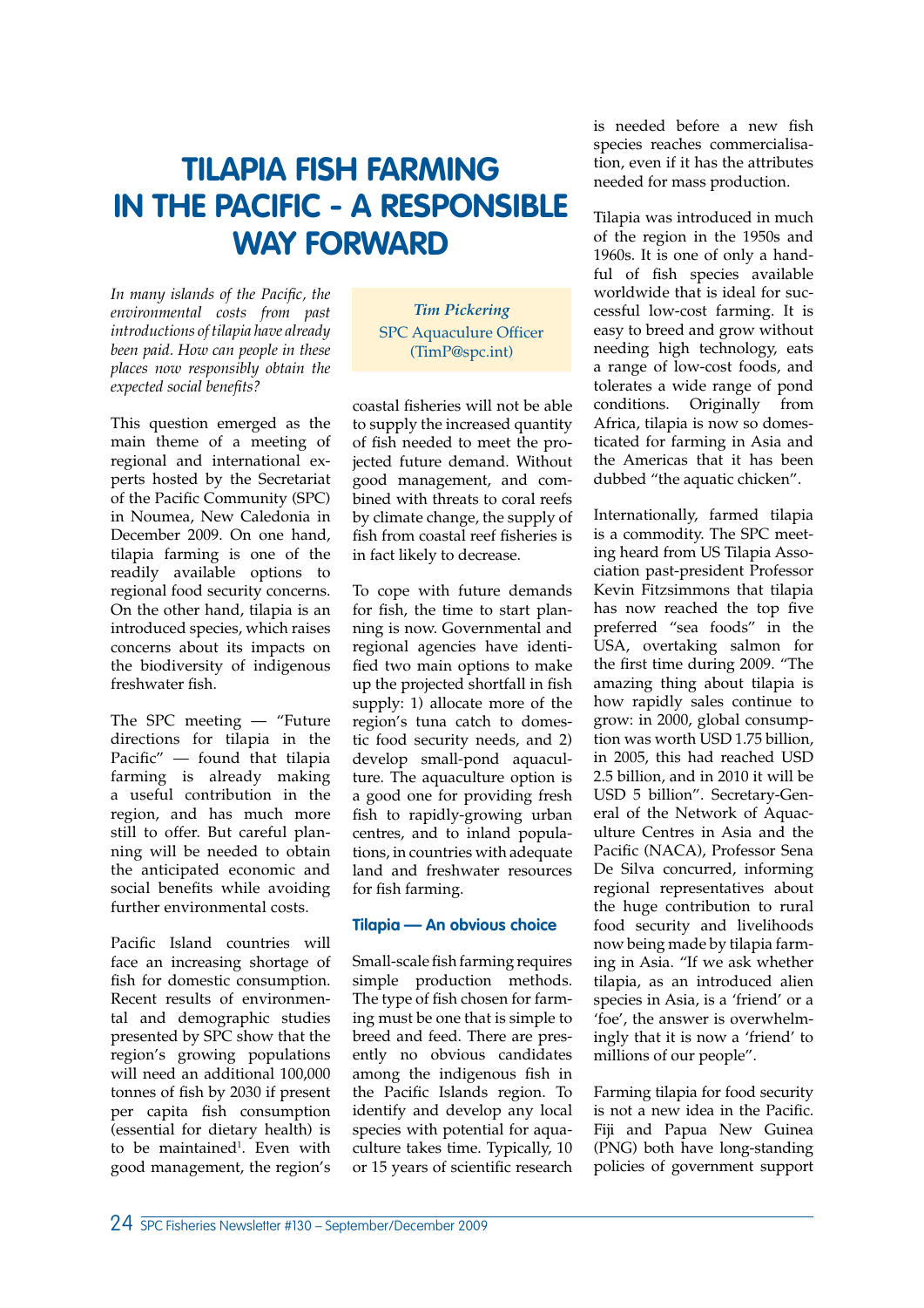# TILAPIA FISH FARMING IN THE PACIFIC - A RESPONSIBLE WAY FORWARD

*In many islands of the Pacific, the environmental costs from past introductions of tilapia have already been paid. How can people in these places now responsibly obtain the expected social benefits?*

*Tim Pickering*
SPC Aquaculure Officer
(TimP@spc.int)

This question emerged as the main theme of a meeting of regional and international experts hosted by the Secretariat of the Pacific Community (SPC) in Noumea, New Caledonia in December 2009. On one hand, tilapia farming is one of the readily available options to regional food security concerns. On the other hand, tilapia is an introduced species, which raises concerns about its impacts on the biodiversity of indigenous freshwater fish.

The SPC meeting — "Future directions for tilapia in the Pacific" — found that tilapia farming is already making a useful contribution in the region, and has much more still to offer. But careful planning will be needed to obtain the anticipated economic and social benefits while avoiding further environmental costs.

Pacific Island countries will face an increasing shortage of fish for domestic consumption. Recent results of environmental and demographic studies presented by SPC show that the region's growing populations will need an additional 100,000 tonnes of fish by 2030 if present per capita fish consumption (essential for dietary health) is to be maintained[1]. Even with good management, the region's coastal fisheries will not be able to supply the increased quantity of fish needed to meet the projected future demand. Without good management, and combined with threats to coral reefs by climate change, the supply of fish from coastal reef fisheries is in fact likely to decrease.

To cope with future demands for fish, the time to start planning is now. Governmental and regional agencies have identified two main options to make up the projected shortfall in fish supply: 1) allocate more of the region's tuna catch to domestic food security needs, and 2) develop small-pond aquaculture. The aquaculture option is a good one for providing fresh fish to rapidly-growing urban centres, and to inland populations, in countries with adequate land and freshwater resources for fish farming.

## Tilapia — An obvious choice

Small-scale fish farming requires simple production methods. The type of fish chosen for farming must be one that is simple to breed and feed. There are presently no obvious candidates among the indigenous fish in the Pacific Islands region. To identify and develop any local species with potential for aquaculture takes time. Typically, 10 or 15 years of scientific research is needed before a new fish species reaches commercialisation, even if it has the attributes needed for mass production.

Tilapia was introduced in much of the region in the 1950s and 1960s. It is one of only a handful of fish species available worldwide that is ideal for successful low-cost farming. It is easy to breed and grow without needing high technology, eats a range of low-cost foods, and tolerates a wide range of pond conditions. Originally from Africa, tilapia is now so domesticated for farming in Asia and the Americas that it has been dubbed "the aquatic chicken".

Internationally, farmed tilapia is a commodity. The SPC meeting heard from US Tilapia Association past-president Professor Kevin Fitzsimmons that tilapia has now reached the top five preferred "sea foods" in the USA, overtaking salmon for the first time during 2009. "The amazing thing about tilapia is how rapidly sales continue to grow: in 2000, global consumption was worth USD 1.75 billion, in 2005, this had reached USD 2.5 billion, and in 2010 it will be USD 5 billion". Secretary-General of the Network of Aquaculture Centres in Asia and the Pacific (NACA), Professor Sena De Silva concurred, informing regional representatives about the huge contribution to rural food security and livelihoods now being made by tilapia farming in Asia. "If we ask whether tilapia, as an introduced alien species in Asia, is a 'friend' or a 'foe', the answer is overwhelmingly that it is now a 'friend' to millions of our people".

Farming tilapia for food security is not a new idea in the Pacific. Fiji and Papua New Guinea (PNG) both have long-standing policies of government support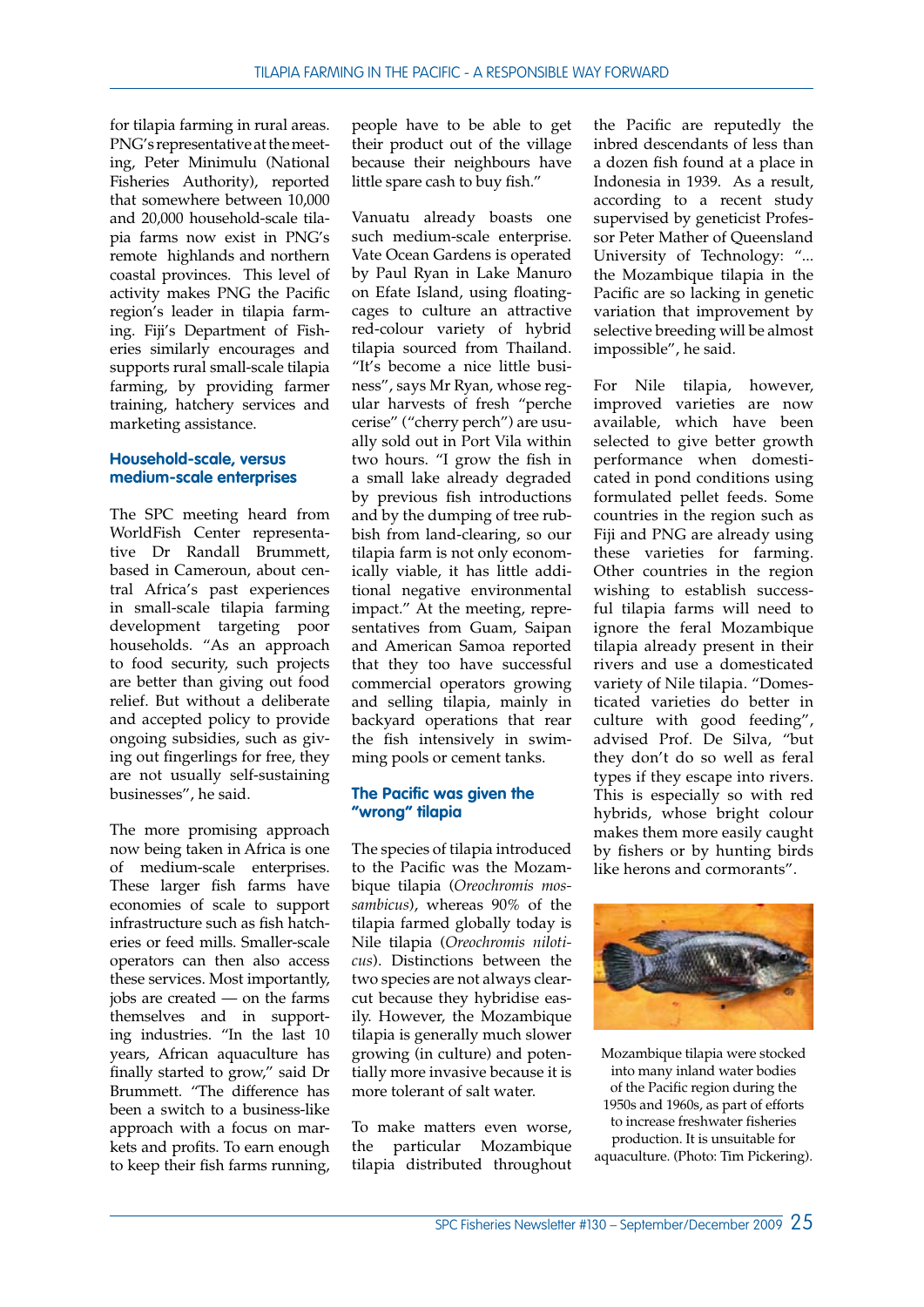for tilapia farming in rural areas. PNG's representative at the meeting, Peter Minimulu (National Fisheries Authority), reported that somewhere between 10,000 and 20,000 household-scale tilapia farms now exist in PNG's remote highlands and northern coastal provinces. This level of activity makes PNG the Pacific region's leader in tilapia farming. Fiji's Department of Fisheries similarly encourages and supports rural small-scale tilapia farming, by providing farmer training, hatchery services and marketing assistance.

### Household-scale, versus medium-scale enterprises

The SPC meeting heard from WorldFish Center representative Dr Randall Brummett, based in Cameroun, about central Africa's past experiences in small-scale tilapia farming development targeting poor households. "As an approach to food security, such projects are better than giving out food relief. But without a deliberate and accepted policy to provide ongoing subsidies, such as giving out fingerlings for free, they are not usually self-sustaining businesses", he said.

The more promising approach now being taken in Africa is one of medium-scale enterprises. These larger fish farms have economies of scale to support infrastructure such as fish hatcheries or feed mills. Smaller-scale operators can then also access these services. Most importantly, jobs are created — on the farms themselves and in supporting industries. "In the last 10 years, African aquaculture has finally started to grow," said Dr Brummett. "The difference has been a switch to a business-like approach with a focus on markets and profits. To earn enough to keep their fish farms running, people have to be able to get their product out of the village because their neighbours have little spare cash to buy fish."

Vanuatu already boasts one such medium-scale enterprise. Vate Ocean Gardens is operated by Paul Ryan in Lake Manuro on Efate Island, using floating-cages to culture an attractive red-colour variety of hybrid tilapia sourced from Thailand. "It's become a nice little business", says Mr Ryan, whose regular harvests of fresh "perche cerise" ("cherry perch") are usually sold out in Port Vila within two hours. "I grow the fish in a small lake already degraded by previous fish introductions and by the dumping of tree rubbish from land-clearing, so our tilapia farm is not only economically viable, it has little additional negative environmental impact." At the meeting, representatives from Guam, Saipan and American Samoa reported that they too have successful commercial operators growing and selling tilapia, mainly in backyard operations that rear the fish intensively in swimming pools or cement tanks.

### The Pacific was given the "wrong" tilapia

The species of tilapia introduced to the Pacific was the Mozambique tilapia (*Oreochromis mossambicus*), whereas 90% of the tilapia farmed globally today is Nile tilapia (*Oreochromis niloticus*). Distinctions between the two species are not always clear-cut because they hybridise easily. However, the Mozambique tilapia is generally much slower growing (in culture) and potentially more invasive because it is more tolerant of salt water.

To make matters even worse, the particular Mozambique tilapia distributed throughout the Pacific are reputedly the inbred descendants of less than a dozen fish found at a place in Indonesia in 1939. As a result, according to a recent study supervised by geneticist Professor Peter Mather of Queensland University of Technology: "... the Mozambique tilapia in the Pacific are so lacking in genetic variation that improvement by selective breeding will be almost impossible", he said.

For Nile tilapia, however, improved varieties are now available, which have been selected to give better growth performance when domesticated in pond conditions using formulated pellet feeds. Some countries in the region such as Fiji and PNG are already using these varieties for farming. Other countries in the region wishing to establish successful tilapia farms will need to ignore the feral Mozambique tilapia already present in their rivers and use a domesticated variety of Nile tilapia. "Domesticated varieties do better in culture with good feeding", advised Prof. De Silva, "but they don't do so well as feral types if they escape into rivers. This is especially so with red hybrids, whose bright colour makes them more easily caught by fishers or by hunting birds like herons and cormorants".

Mozambique tilapia were stocked into many inland water bodies of the Pacific region during the 1950s and 1960s, as part of efforts to increase freshwater fisheries production. It is unsuitable for aquaculture. (Photo: Tim Pickering).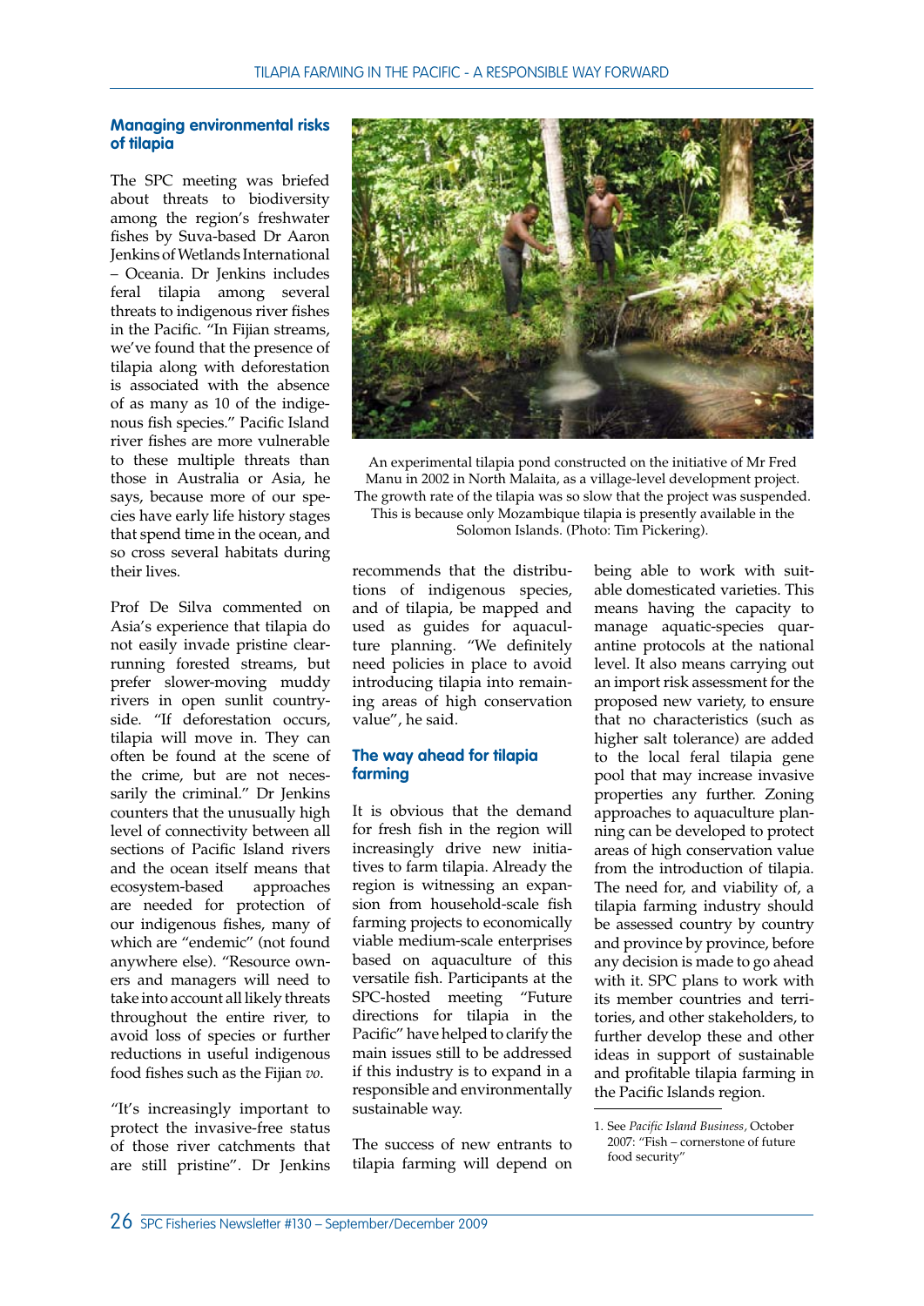## Managing environmental risks of tilapia

The SPC meeting was briefed about threats to biodiversity among the region's freshwater fishes by Suva-based Dr Aaron Jenkins of Wetlands International – Oceania. Dr Jenkins includes feral tilapia among several threats to indigenous river fishes in the Pacific. "In Fijian streams, we've found that the presence of tilapia along with deforestation is associated with the absence of as many as 10 of the indigenous fish species." Pacific Island river fishes are more vulnerable to these multiple threats than those in Australia or Asia, he says, because more of our species have early life history stages that spend time in the ocean, and so cross several habitats during their lives.

Prof De Silva commented on Asia's experience that tilapia do not easily invade pristine clear-running forested streams, but prefer slower-moving muddy rivers in open sunlit countryside. "If deforestation occurs, tilapia will move in. They can often be found at the scene of the crime, but are not necessarily the criminal." Dr Jenkins counters that the unusually high level of connectivity between all sections of Pacific Island rivers and the ocean itself means that ecosystem-based approaches are needed for protection of our indigenous fishes, many of which are "endemic" (not found anywhere else). "Resource owners and managers will need to take into account all likely threats throughout the entire river, to avoid loss of species or further reductions in useful indigenous food fishes such as the Fijian *vo*.

"It's increasingly important to protect the invasive-free status of those river catchments that are still pristine". Dr Jenkins recommends that the distributions of indigenous species, and of tilapia, be mapped and used as guides for aquaculture planning. "We definitely need policies in place to avoid introducing tilapia into remaining areas of high conservation value", he said.

An experimental tilapia pond constructed on the initiative of Mr Fred Manu in 2002 in North Malaita, as a village-level development project. The growth rate of the tilapia was so slow that the project was suspended. This is because only Mozambique tilapia is presently available in the Solomon Islands. (Photo: Tim Pickering).

## The way ahead for tilapia farming

It is obvious that the demand for fresh fish in the region will increasingly drive new initiatives to farm tilapia. Already the region is witnessing an expansion from household-scale fish farming projects to economically viable medium-scale enterprises based on aquaculture of this versatile fish. Participants at the SPC-hosted meeting "Future directions for tilapia in the Pacific" have helped to clarify the main issues still to be addressed if this industry is to expand in a responsible and environmentally sustainable way.

The success of new entrants to tilapia farming will depend on being able to work with suitable domesticated varieties. This means having the capacity to manage aquatic-species quarantine protocols at the national level. It also means carrying out an import risk assessment for the proposed new variety, to ensure that no characteristics (such as higher salt tolerance) are added to the local feral tilapia gene pool that may increase invasive properties any further. Zoning approaches to aquaculture planning can be developed to protect areas of high conservation value from the introduction of tilapia. The need for, and viability of, a tilapia farming industry should be assessed country by country and province by province, before any decision is made to go ahead with it. SPC plans to work with its member countries and territories, and other stakeholders, to further develop these and other ideas in support of sustainable and profitable tilapia farming in the Pacific Islands region.

1. See *Pacific Island Business*, October 2007: "Fish – cornerstone of future food security"